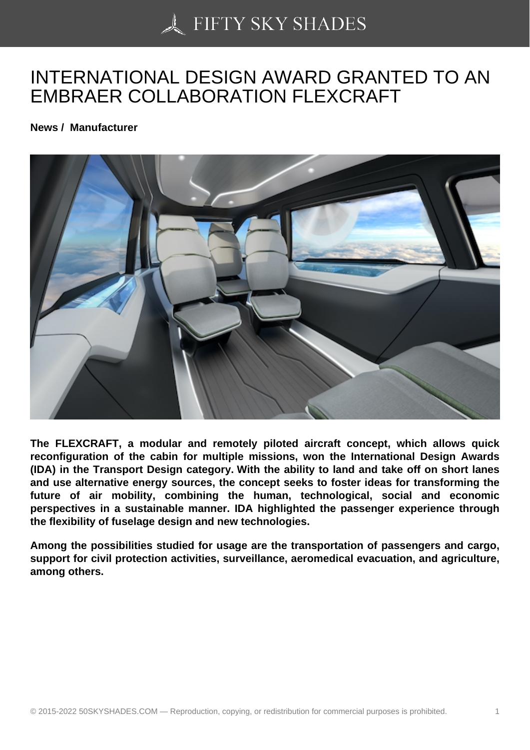# INTERNATIONAL DESIGN AWARD GRANTED TO AN EMBRAER COLLABORATION FLEXCRAFT

**News / Manufacturer**

**The FLEXCRAFT, a modular and remotely piloted aircraft concept, which allows quick reconfiguration of the cabin for multiple missions, won the International Design Awards (IDA) in the Transport Design category. With the ability to land and take off on short lanes and use alternative energy sources, the concept seeks to foster ideas for transforming the future of air mobility, combining the human, technological, social and economic perspectives in a sustainable manner. IDA highlighted the passenger experience through the flexibility of fuselage design and new technologies.**

**Among the possibilities studied for usage are the transportation of passengers and cargo, support for civil protection activities, surveillance, aeromedical evacuation, and agriculture, among others.**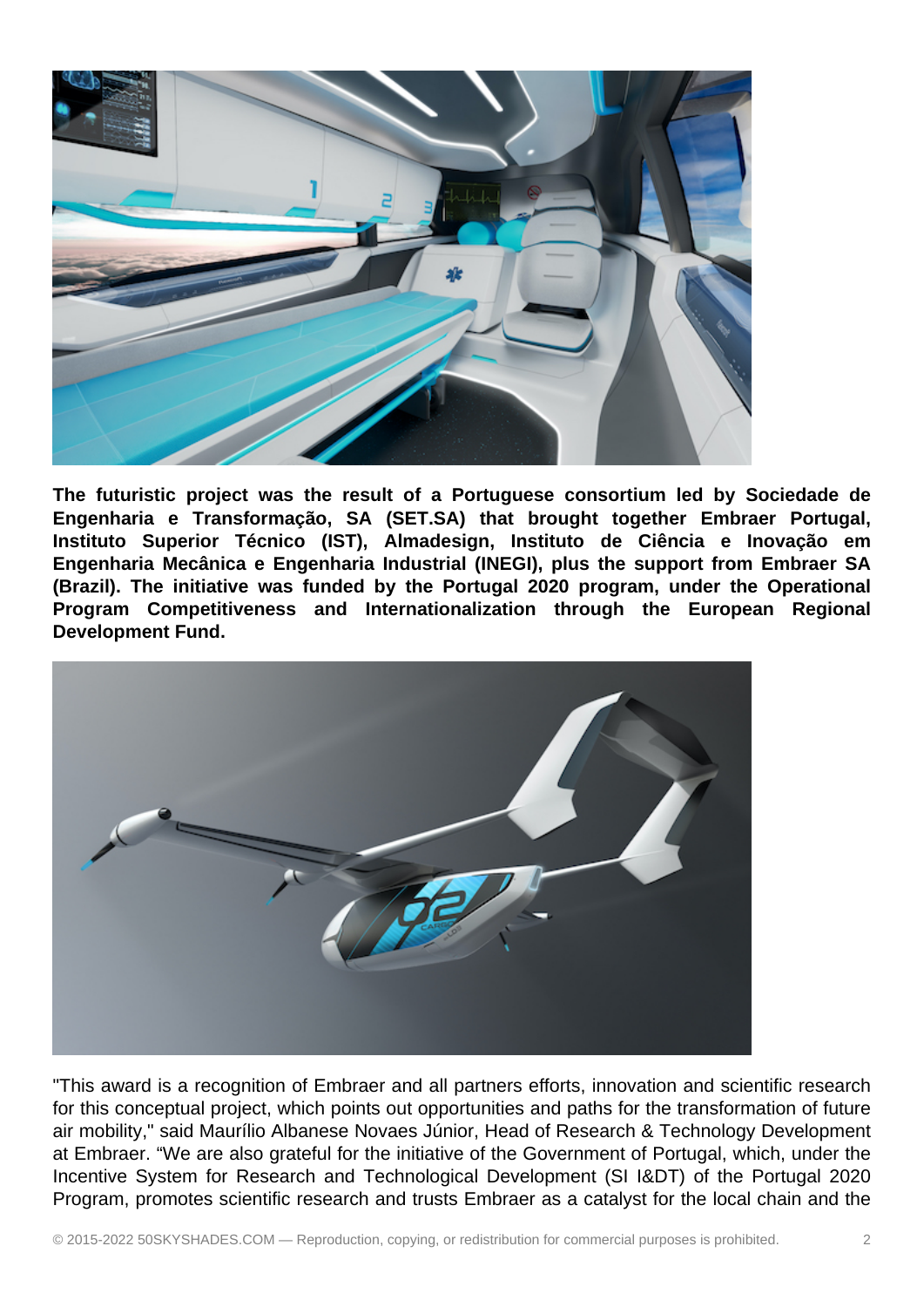**The futuristic project was the result of a Portuguese consortium led by Sociedade de Engenharia e Transformação, SA (SET.SA) that brought together Embraer Portugal, Instituto Superior Técnico (IST), Almadesign, Instituto de Ciência e Inovação em Engenharia Mecânica e Engenharia Industrial (INEGI), plus the support from Embraer SA (Brazil). The initiative was funded by the Portugal 2020 program, under the Operational Program Competitiveness and Internationalization through the European Regional Development Fund.**

"This award is a recognition of Embraer and all partners efforts, innovation and scientific research for this conceptual project, which points out opportunities and paths for the transformation of future air mobility," said Maurílio Albanese Novaes Júnior, Head of Research & Technology Development at Embraer. "We are also grateful for the initiative of the Government of Portugal, which, under the Incentive System for Research and Technological Development (SI I&DT) of the Portugal 2020 Program, promotes scientific research and trusts Embraer as a catalyst for the local chain and the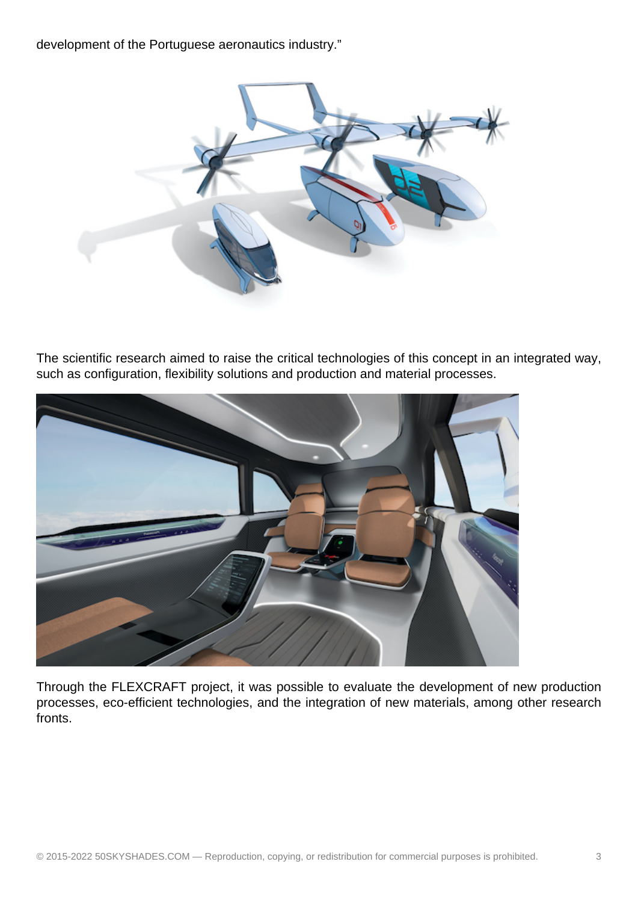development of the Portuguese aeronautics industry."

The scientific research aimed to raise the critical technologies of this concept in an integrated way, such as configuration, flexibility solutions and production and material processes.

Through the FLEXCRAFT project, it was possible to evaluate the development of new production processes, eco-efficient technologies, and the integration of new materials, among other research fronts.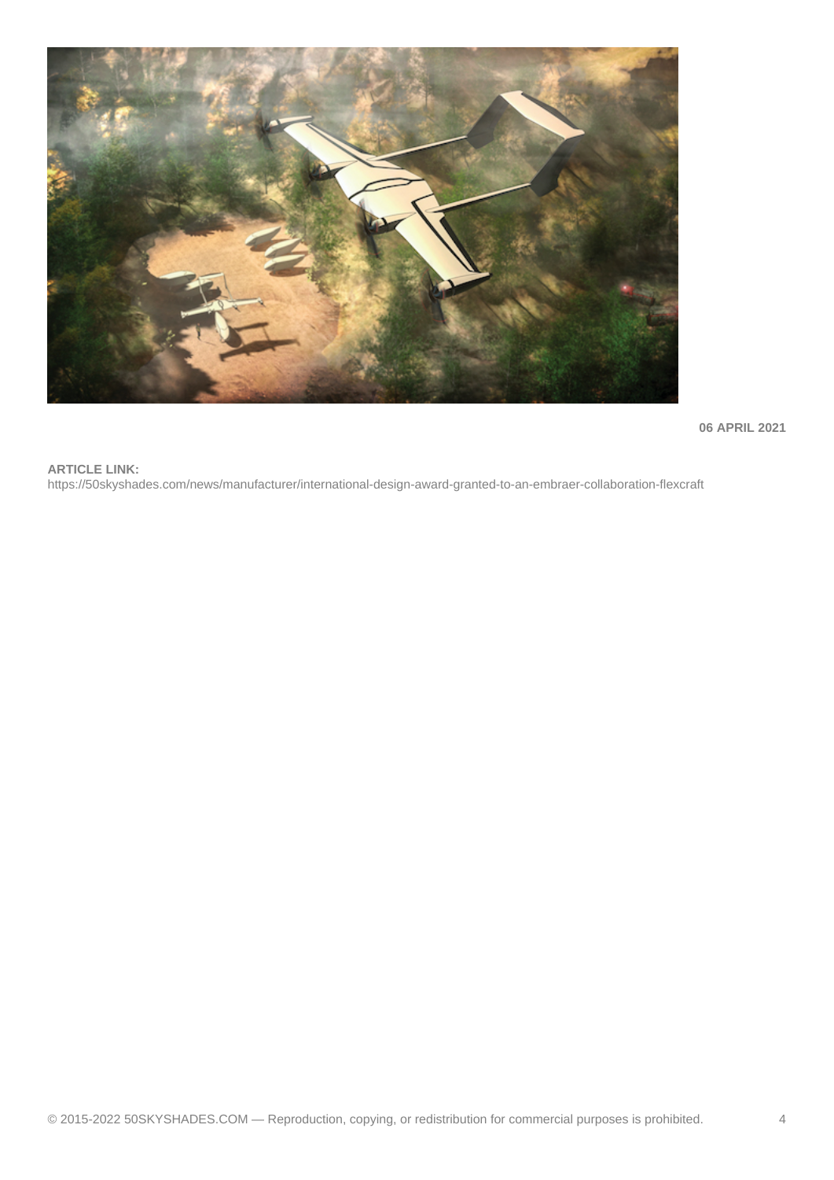**06 APRIL 2021**

**ARTICLE LINK:**
https://50skyshades.com/news/manufacturer/international-design-award-granted-to-an-embraer-collaboration-flexcraft